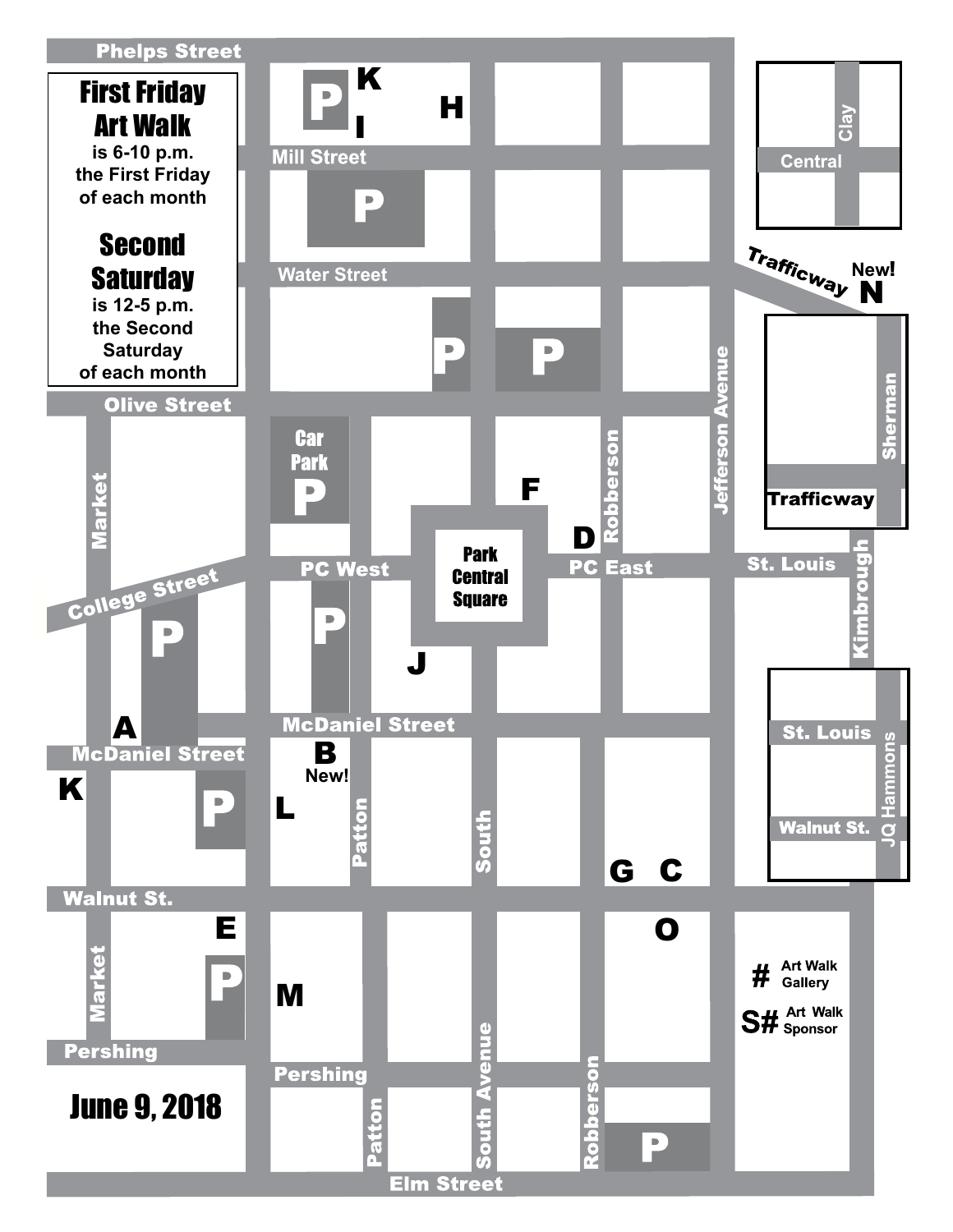**First Friday Art Walk**
is 6-10 p.m.
the First Friday
of each month

**Second Saturday**
is 12-5 p.m.
the Second
Saturday
of each month

Phelps Street

Mill Street

Water Street

Olive Street

Car Park

Park Central Square

PC West

PC East

College Street

McDaniel Street

Walnut St.

Pershing

Elm Street

Market

Patton

South

South Avenue

Robberson

Jefferson Avenue

St. Louis

Kimbrough

Trafficway

Sherman

Central

Clay

JQ Hammons

New! N

B New!

A, C, D, E, F, G, H, I, J, K, L, M, O

P (parking)

# Art Walk Gallery

S# Art Walk Sponsor

**June 9, 2018**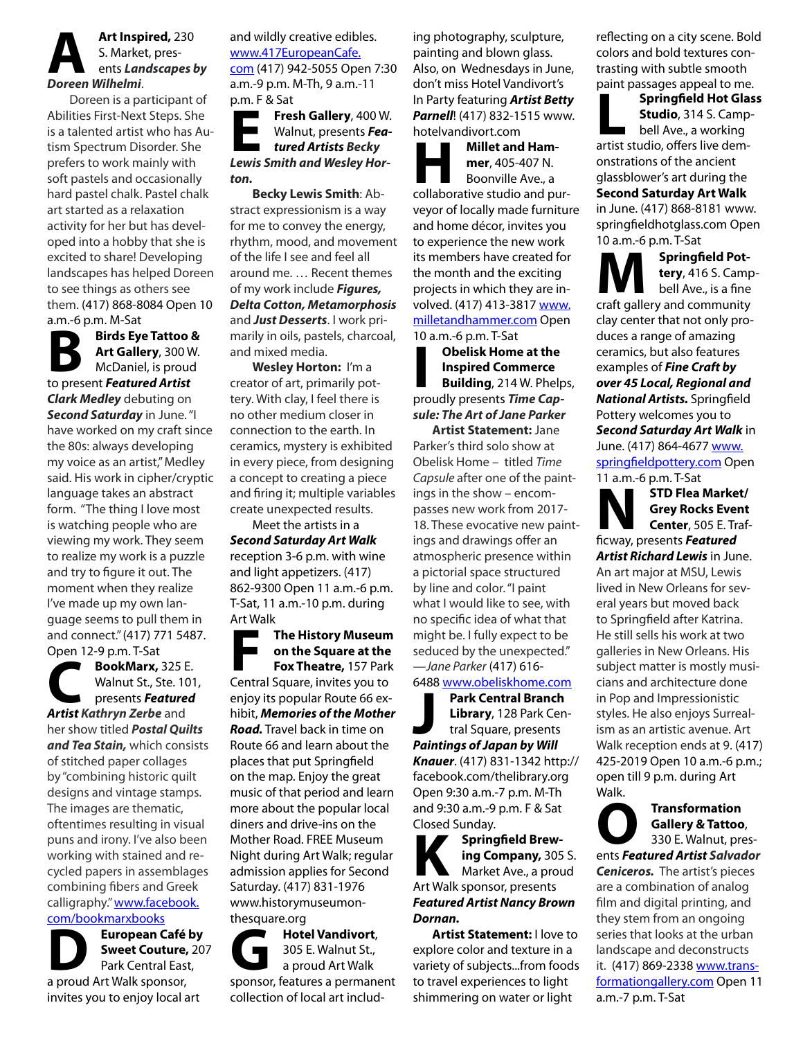**A** **Art Inspired,** 230 S. Market, presents ***Landscapes by Doreen Wilhelmi***.

Doreen is a participant of Abilities First-Next Steps. She is a talented artist who has Autism Spectrum Disorder. She prefers to work mainly with soft pastels and occasionally hard pastel chalk. Pastel chalk art started as a relaxation activity for her but has developed into a hobby that she is excited to share! Developing landscapes has helped Doreen to see things as others see them. (417) 868-8084 Open 10 a.m.-6 p.m. M-Sat

**B** **Birds Eye Tattoo & Art Gallery**, 300 W. McDaniel, is proud to present ***Featured Artist Clark Medley*** debuting on ***Second Saturday*** in June. "I have worked on my craft since the 80s: always developing my voice as an artist," Medley said. His work in cipher/cryptic language takes an abstract form. "The thing I love most is watching people who are viewing my work. They seem to realize my work is a puzzle and try to figure it out. The moment when they realize I've made up my own language seems to pull them in and connect." (417) 771 5487. Open 12-9 p.m. T-Sat

**C** **BookMarx,** 325 E. Walnut St., Ste. 101, presents ***Featured Artist*** *Kathryn Zerbe* and her show titled ***Postal Quilts and Tea Stain,*** which consists of stitched paper collages by "combining historic quilt designs and vintage stamps. The images are thematic, oftentimes resulting in visual puns and irony. I've also been working with stained and recycled papers in assemblages combining fibers and Greek calligraphy." www.facebook.com/bookmarxbooks

**D** **European Café by Sweet Couture,** 207 Park Central East, a proud Art Walk sponsor, invites you to enjoy local art and wildly creative edibles. www.417EuropeanCafe.com (417) 942-5055 Open 7:30 a.m.-9 p.m. M-Th, 9 a.m.-11 p.m. F & Sat

**E** **Fresh Gallery**, 400 W. Walnut, presents ***Featured Artists Becky Lewis Smith and Wesley Horton.***

**Becky Lewis Smith**: Abstract expressionism is a way for me to convey the energy, rhythm, mood, and movement of the life I see and feel all around me. … Recent themes of my work include ***Figures, Delta Cotton, Metamorphosis*** and ***Just Desserts***. I work primarily in oils, pastels, charcoal, and mixed media.

**Wesley Horton:** I'm a creator of art, primarily pottery. With clay, I feel there is no other medium closer in connection to the earth. In ceramics, mystery is exhibited in every piece, from designing a concept to creating a piece and firing it; multiple variables create unexpected results.

Meet the artists in a ***Second Saturday Art Walk*** reception 3-6 p.m. with wine and light appetizers. (417) 862-9300 Open 11 a.m.-6 p.m. T-Sat, 11 a.m.-10 p.m. during Art Walk

**F** **The History Museum on the Square at the Fox Theatre,** 157 Park Central Square, invites you to enjoy its popular Route 66 exhibit, ***Memories of the Mother Road.*** Travel back in time on Route 66 and learn about the places that put Springfield on the map. Enjoy the great music of that period and learn more about the popular local diners and drive-ins on the Mother Road. FREE Museum Night during Art Walk; regular admission applies for Second Saturday. (417) 831-1976 www.historymuseumonthesquare.org

**G** **Hotel Vandivort**, 305 E. Walnut St., a proud Art Walk sponsor, features a permanent collection of local art including photography, sculpture, painting and blown glass. Also, on Wednesdays in June, don't miss Hotel Vandivort's In Party featuring ***Artist Betty Parnell***! (417) 832-1515 www.hotelvandivort.com

**H** **Millet and Hammer**, 405-407 N. Boonville Ave., a collaborative studio and purveyor of locally made furniture and home décor, invites you to experience the new work its members have created for the month and the exciting projects in which they are involved. (417) 413-3817 www.milletandhammer.com Open 10 a.m.-6 p.m. T-Sat

**I** **Obelisk Home at the Inspired Commerce Building**, 214 W. Phelps, proudly presents ***Time Capsule: The Art of Jane Parker***

**Artist Statement:** Jane Parker's third solo show at Obelisk Home – titled *Time Capsule* after one of the paintings in the show – encompasses new work from 2017-18. These evocative new paintings and drawings offer an atmospheric presence within a pictorial space structured by line and color. "I paint what I would like to see, with no specific idea of what that might be. I fully expect to be seduced by the unexpected." —*Jane Parker* (417) 616-6488 www.obeliskhome.com

**J** **Park Central Branch Library**, 128 Park Central Square, presents ***Paintings of Japan by Will Knauer***. (417) 831-1342 http://facebook.com/thelibrary.org Open 9:30 a.m.-7 p.m. M-Th and 9:30 a.m.-9 p.m. F & Sat Closed Sunday.

**K** **Springfield Brewing Company,** 305 S. Market Ave., a proud Art Walk sponsor, presents ***Featured Artist Nancy Brown Dornan.***

**Artist Statement:** I love to explore color and texture in a variety of subjects...from foods to travel experiences to light shimmering on water or light reflecting on a city scene. Bold colors and bold textures contrasting with subtle smooth paint passages appeal to me.

**L** **Springfield Hot Glass Studio**, 314 S. Campbell Ave., a working artist studio, offers live demonstrations of the ancient glassblower's art during the **Second Saturday Art Walk** in June. (417) 868-8181 www.springfieldhotglass.com Open 10 a.m.-6 p.m. T-Sat

**M** **Springfield Pottery**, 416 S. Campbell Ave., is a fine craft gallery and community clay center that not only produces a range of amazing ceramics, but also features examples of ***Fine Craft by over 45 Local, Regional and National Artists.*** Springfield Pottery welcomes you to ***Second Saturday Art Walk*** in June. (417) 864-4677 www.springfieldpottery.com Open 11 a.m.-6 p.m. T-Sat

**N** **STD Flea Market/ Grey Rocks Event Center**, 505 E. Trafficway, presents ***Featured Artist Richard Lewis*** in June. An art major at MSU, Lewis lived in New Orleans for several years but moved back to Springfield after Katrina. He still sells his work at two galleries in New Orleans. His subject matter is mostly musicians and architecture done in Pop and Impressionistic styles. He also enjoys Surrealism as an artistic avenue. Art Walk reception ends at 9. (417) 425-2019 Open 10 a.m.-6 p.m.; open till 9 p.m. during Art Walk.

**O** **Transformation Gallery & Tattoo**, 330 E. Walnut, presents ***Featured Artist Salvador Ceniceros.*** The artist's pieces are a combination of analog film and digital printing, and they stem from an ongoing series that looks at the urban landscape and deconstructs it. (417) 869-2338 www.transformationgallery.com Open 11 a.m.-7 p.m. T-Sat